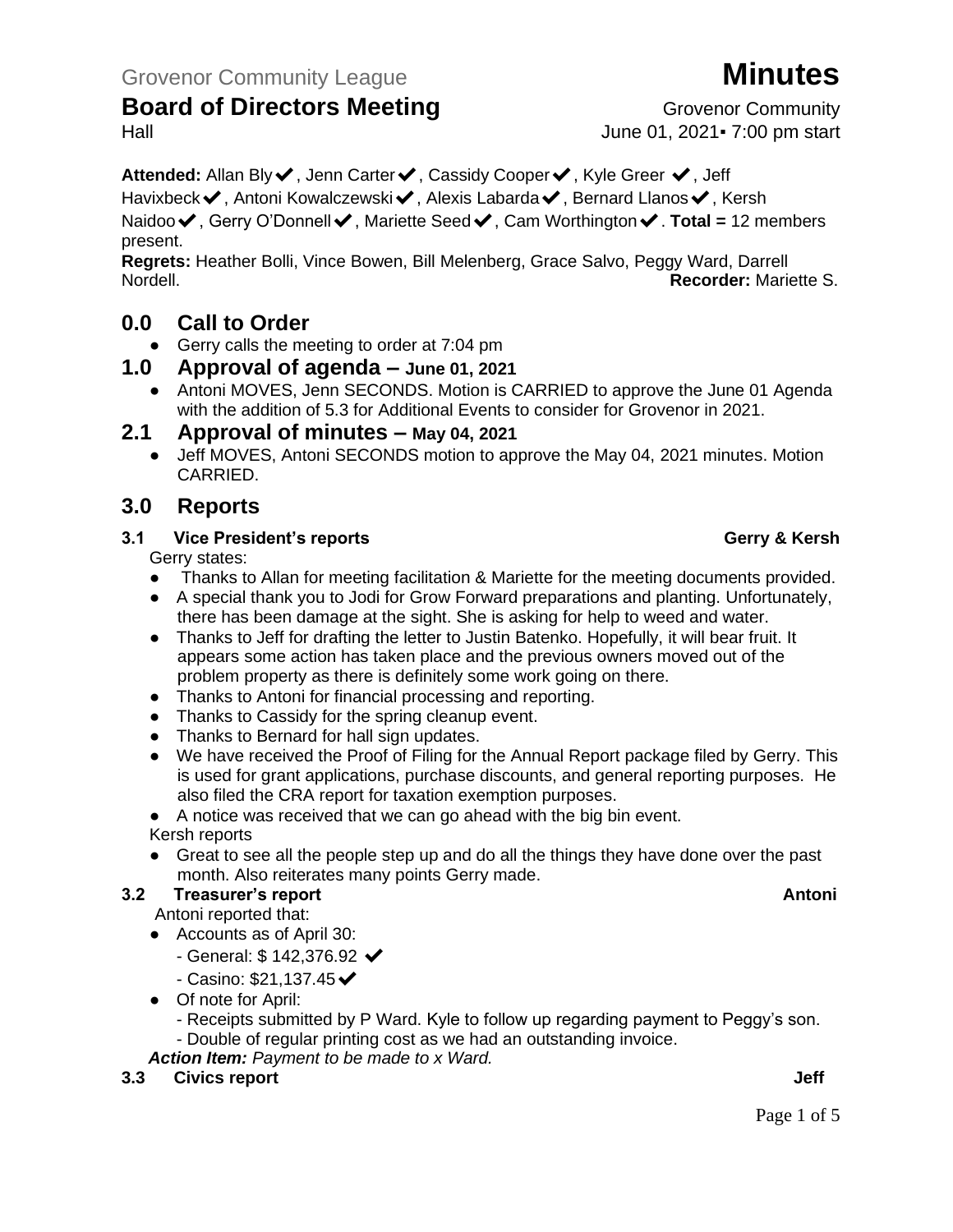Grovenor Community League

# Minutes

## Board of Directors Meeting

Grovenor Community Hall

June 01, 2021▪ 7:00 pm start

**Attended:** Allan Bly✔, Jenn Carter✔, Cassidy Cooper✔, Kyle Greer ✔, Jeff Havixbeck✔, Antoni Kowalczewski✔, Alexis Labarda✔, Bernard Llanos✔, Kersh Naidoo✔, Gerry O'Donnell✔, Mariette Seed✔, Cam Worthington✔. **Total =** 12 members present.

**Regrets:** Heather Bolli, Vince Bowen, Bill Melenberg, Grace Salvo, Peggy Ward, Darrell Nordell.

**Recorder:** Mariette S.

## 0.0 Call to Order

- Gerry calls the meeting to order at 7:04 pm

## 1.0 Approval of agenda – June 01, 2021

- Antoni MOVES, Jenn SECONDS. Motion is CARRIED to approve the June 01 Agenda with the addition of 5.3 for Additional Events to consider for Grovenor in 2021.

## 2.1 Approval of minutes – May 04, 2021

- Jeff MOVES, Antoni SECONDS motion to approve the May 04, 2021 minutes. Motion CARRIED.

## 3.0 Reports

### 3.1 Vice President's reports — Gerry & Kersh

Gerry states:

- Thanks to Allan for meeting facilitation & Mariette for the meeting documents provided.
- A special thank you to Jodi for Grow Forward preparations and planting. Unfortunately, there has been damage at the sight. She is asking for help to weed and water.
- Thanks to Jeff for drafting the letter to Justin Batenko. Hopefully, it will bear fruit. It appears some action has taken place and the previous owners moved out of the problem property as there is definitely some work going on there.
- Thanks to Antoni for financial processing and reporting.
- Thanks to Cassidy for the spring cleanup event.
- Thanks to Bernard for hall sign updates.
- We have received the Proof of Filing for the Annual Report package filed by Gerry. This is used for grant applications, purchase discounts, and general reporting purposes. He also filed the CRA report for taxation exemption purposes.
- A notice was received that we can go ahead with the big bin event.

Kersh reports

- Great to see all the people step up and do all the things they have done over the past month. Also reiterates many points Gerry made.

### 3.2 Treasurer's report — Antoni

Antoni reported that:

- Accounts as of April 30:
  - General: $ 142,376.92 ✔
  - Casino: $21,137.45✔
- Of note for April:
  - Receipts submitted by P Ward. Kyle to follow up regarding payment to Peggy's son.
  - Double of regular printing cost as we had an outstanding invoice.

***Action Item:*** *Payment to be made to x Ward.*

### 3.3 Civics report — Jeff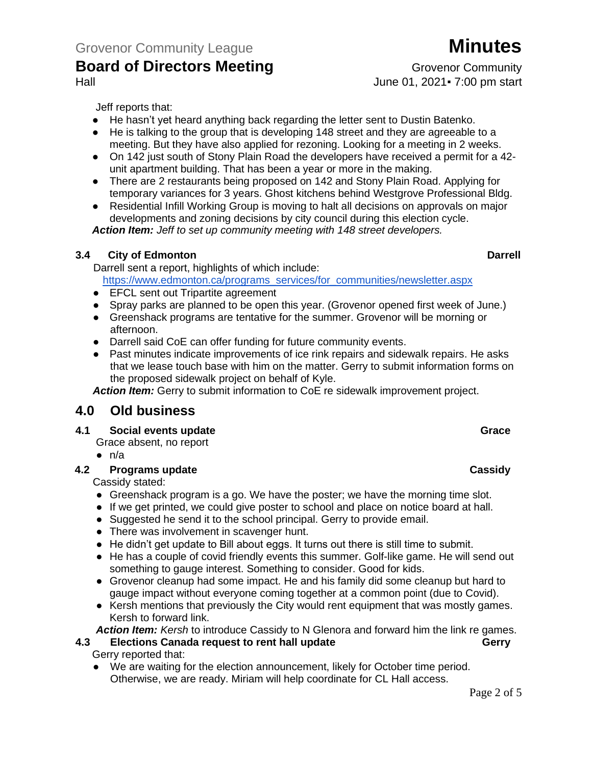Jeff reports that:

- He hasn't yet heard anything back regarding the letter sent to Dustin Batenko.
- He is talking to the group that is developing 148 street and they are agreeable to a meeting. But they have also applied for rezoning. Looking for a meeting in 2 weeks.
- On 142 just south of Stony Plain Road the developers have received a permit for a 42-unit apartment building. That has been a year or more in the making.
- There are 2 restaurants being proposed on 142 and Stony Plain Road. Applying for temporary variances for 3 years. Ghost kitchens behind Westgrove Professional Bldg.
- Residential Infill Working Group is moving to halt all decisions on approvals on major developments and zoning decisions by city council during this election cycle.

***Action Item:*** *Jeff to set up community meeting with 148 street developers.*

### 3.4 City of Edmonton — Darrell

Darrell sent a report, highlights of which include:
https://www.edmonton.ca/programs_services/for_communities/newsletter.aspx

- EFCL sent out Tripartite agreement
- Spray parks are planned to be open this year. (Grovenor opened first week of June.)
- Greenshack programs are tentative for the summer. Grovenor will be morning or afternoon.
- Darrell said CoE can offer funding for future community events.
- Past minutes indicate improvements of ice rink repairs and sidewalk repairs. He asks that we lease touch base with him on the matter. Gerry to submit information forms on the proposed sidewalk project on behalf of Kyle.

***Action Item:*** Gerry to submit information to CoE re sidewalk improvement project.

## 4.0 Old business

### 4.1 Social events update — Grace

Grace absent, no report

- n/a

### 4.2 Programs update — Cassidy

Cassidy stated:

- Greenshack program is a go. We have the poster; we have the morning time slot.
- If we get printed, we could give poster to school and place on notice board at hall.
- Suggested he send it to the school principal. Gerry to provide email.
- There was involvement in scavenger hunt.
- He didn't get update to Bill about eggs. It turns out there is still time to submit.
- He has a couple of covid friendly events this summer. Golf-like game. He will send out something to gauge interest. Something to consider. Good for kids.
- Grovenor cleanup had some impact. He and his family did some cleanup but hard to gauge impact without everyone coming together at a common point (due to Covid).
- Kersh mentions that previously the City would rent equipment that was mostly games. Kersh to forward link.

***Action Item:*** *Kersh* to introduce Cassidy to N Glenora and forward him the link re games.

### 4.3 Elections Canada request to rent hall update — Gerry

Gerry reported that:

- We are waiting for the election announcement, likely for October time period. Otherwise, we are ready. Miriam will help coordinate for CL Hall access.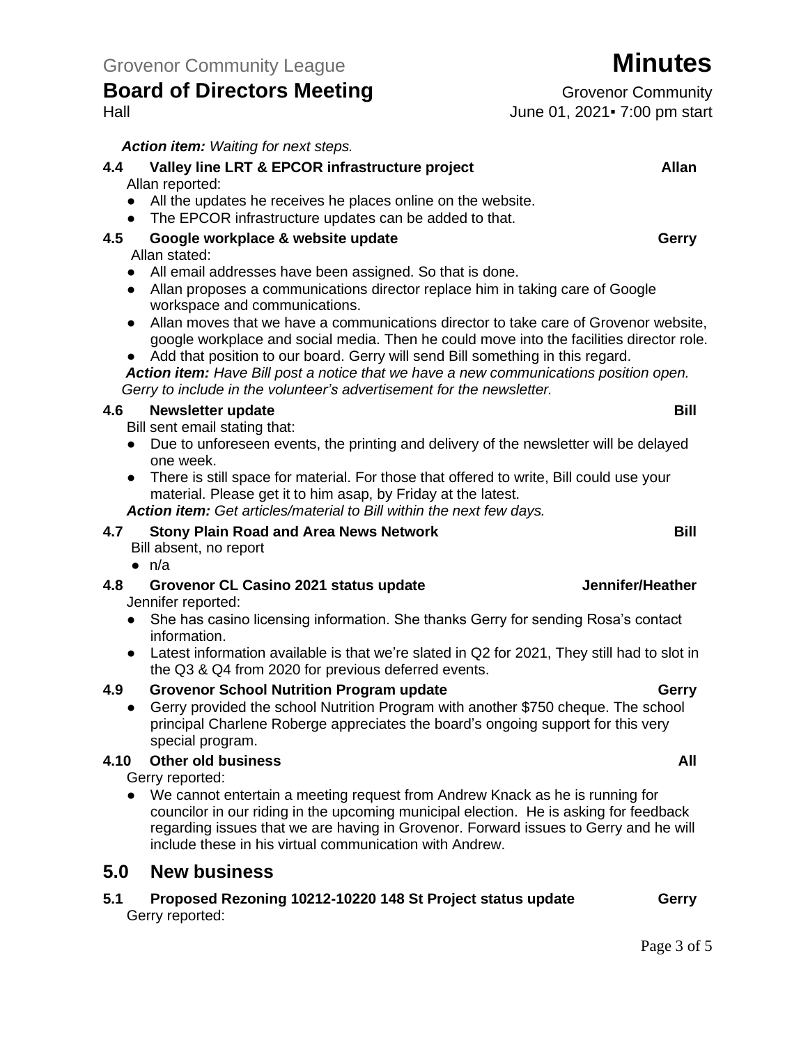*Action item:* *Waiting for next steps.*

### 4.4 Valley line LRT & EPCOR infrastructure project — Allan

Allan reported:

- All the updates he receives he places online on the website.
- The EPCOR infrastructure updates can be added to that.

### 4.5 Google workplace & website update — Gerry

Allan stated:

- All email addresses have been assigned. So that is done.
- Allan proposes a communications director replace him in taking care of Google workspace and communications.
- Allan moves that we have a communications director to take care of Grovenor website, google workplace and social media. Then he could move into the facilities director role.
- Add that position to our board. Gerry will send Bill something in this regard.

***Action item:*** *Have Bill post a notice that we have a new communications position open. Gerry to include in the volunteer's advertisement for the newsletter.*

### 4.6 Newsletter update — Bill

Bill sent email stating that:

- Due to unforeseen events, the printing and delivery of the newsletter will be delayed one week.
- There is still space for material. For those that offered to write, Bill could use your material. Please get it to him asap, by Friday at the latest.

***Action item:*** *Get articles/material to Bill within the next few days.*

### 4.7 Stony Plain Road and Area News Network — Bill

Bill absent, no report

- n/a

### 4.8 Grovenor CL Casino 2021 status update — Jennifer/Heather

Jennifer reported:

- She has casino licensing information. She thanks Gerry for sending Rosa's contact information.
- Latest information available is that we're slated in Q2 for 2021, They still had to slot in the Q3 & Q4 from 2020 for previous deferred events.

### 4.9 Grovenor School Nutrition Program update — Gerry

- Gerry provided the school Nutrition Program with another $750 cheque. The school principal Charlene Roberge appreciates the board's ongoing support for this very special program.

### 4.10 Other old business — All

Gerry reported:

- We cannot entertain a meeting request from Andrew Knack as he is running for councilor in our riding in the upcoming municipal election. He is asking for feedback regarding issues that we are having in Grovenor. Forward issues to Gerry and he will include these in his virtual communication with Andrew.

## 5.0 New business

### 5.1 Proposed Rezoning 10212-10220 148 St Project status update — Gerry

Gerry reported: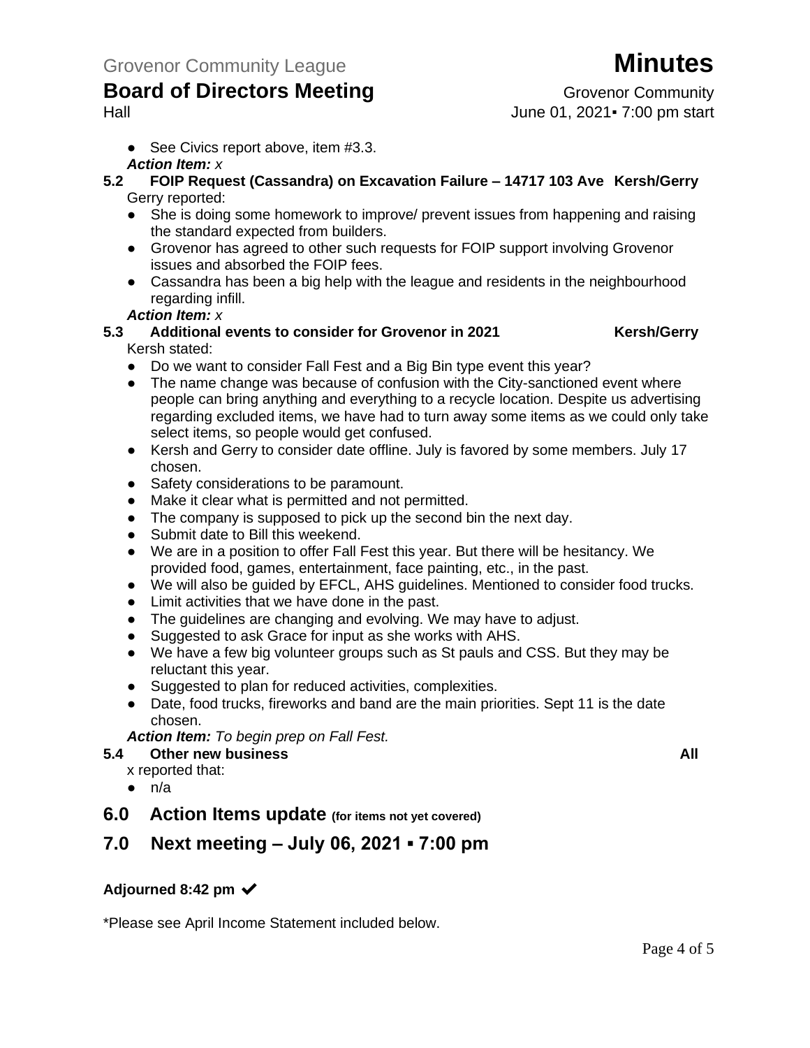- See Civics report above, item #3.3.

***Action Item:*** *x*

**5.2 FOIP Request (Cassandra) on Excavation Failure – 14717 103 Ave Kersh/Gerry**

Gerry reported:

- She is doing some homework to improve/ prevent issues from happening and raising the standard expected from builders.
- Grovenor has agreed to other such requests for FOIP support involving Grovenor issues and absorbed the FOIP fees.
- Cassandra has been a big help with the league and residents in the neighbourhood regarding infill.

***Action Item:*** *x*

**5.3 Additional events to consider for Grovenor in 2021 Kersh/Gerry**

Kersh stated:

- Do we want to consider Fall Fest and a Big Bin type event this year?
- The name change was because of confusion with the City-sanctioned event where people can bring anything and everything to a recycle location. Despite us advertising regarding excluded items, we have had to turn away some items as we could only take select items, so people would get confused.
- Kersh and Gerry to consider date offline. July is favored by some members. July 17 chosen.
- Safety considerations to be paramount.
- Make it clear what is permitted and not permitted.
- The company is supposed to pick up the second bin the next day.
- Submit date to Bill this weekend.
- We are in a position to offer Fall Fest this year. But there will be hesitancy. We provided food, games, entertainment, face painting, etc., in the past.
- We will also be guided by EFCL, AHS guidelines. Mentioned to consider food trucks.
- Limit activities that we have done in the past.
- The guidelines are changing and evolving. We may have to adjust.
- Suggested to ask Grace for input as she works with AHS.
- We have a few big volunteer groups such as St pauls and CSS. But they may be reluctant this year.
- Suggested to plan for reduced activities, complexities.
- Date, food trucks, fireworks and band are the main priorities. Sept 11 is the date chosen.

***Action Item:*** *To begin prep on Fall Fest.*

**5.4 Other new business All**

x reported that:

- n/a

## 6.0 Action Items update (for items not yet covered)

## 7.0 Next meeting – July 06, 2021 ▪ 7:00 pm

**Adjourned 8:42 pm ✔**

*Please see April Income Statement included below.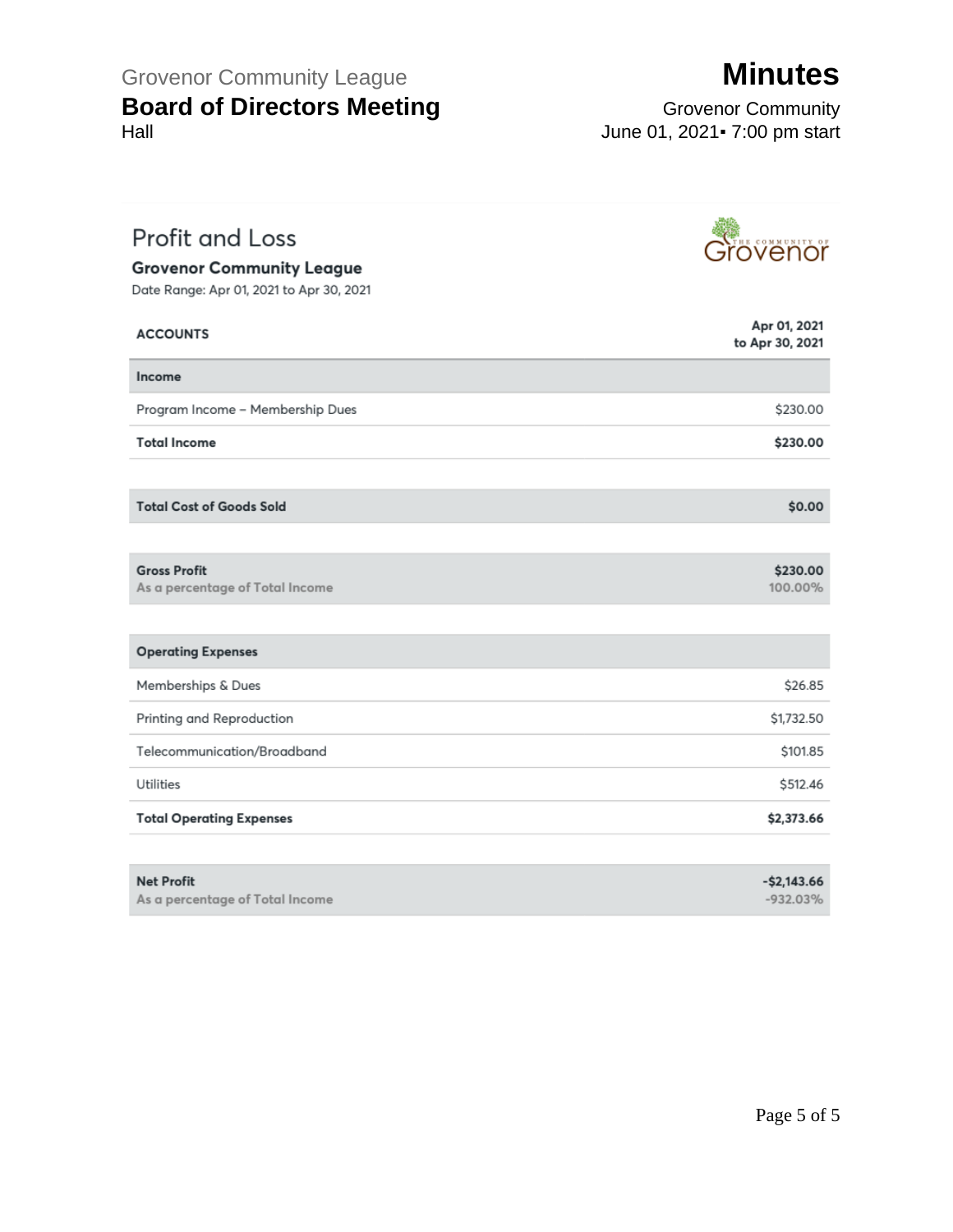# Profit and Loss

**Grovenor Community League**

Date Range: Apr 01, 2021 to Apr 30, 2021

| ACCOUNTS | Apr 01, 2021 to Apr 30, 2021 |
|---|---|
| **Income** | |
| Program Income – Membership Dues | $230.00 |
| **Total Income** | **$230.00** |
| | |
| **Total Cost of Goods Sold** | **$0.00** |
| | |
| **Gross Profit** | **$230.00** |
| As a percentage of Total Income | 100.00% |
| | |
| **Operating Expenses** | |
| Memberships & Dues | $26.85 |
| Printing and Reproduction | $1,732.50 |
| Telecommunication/Broadband | $101.85 |
| Utilities | $512.46 |
| **Total Operating Expenses** | **$2,373.66** |
| | |
| **Net Profit** | **-$2,143.66** |
| As a percentage of Total Income | -932.03% |